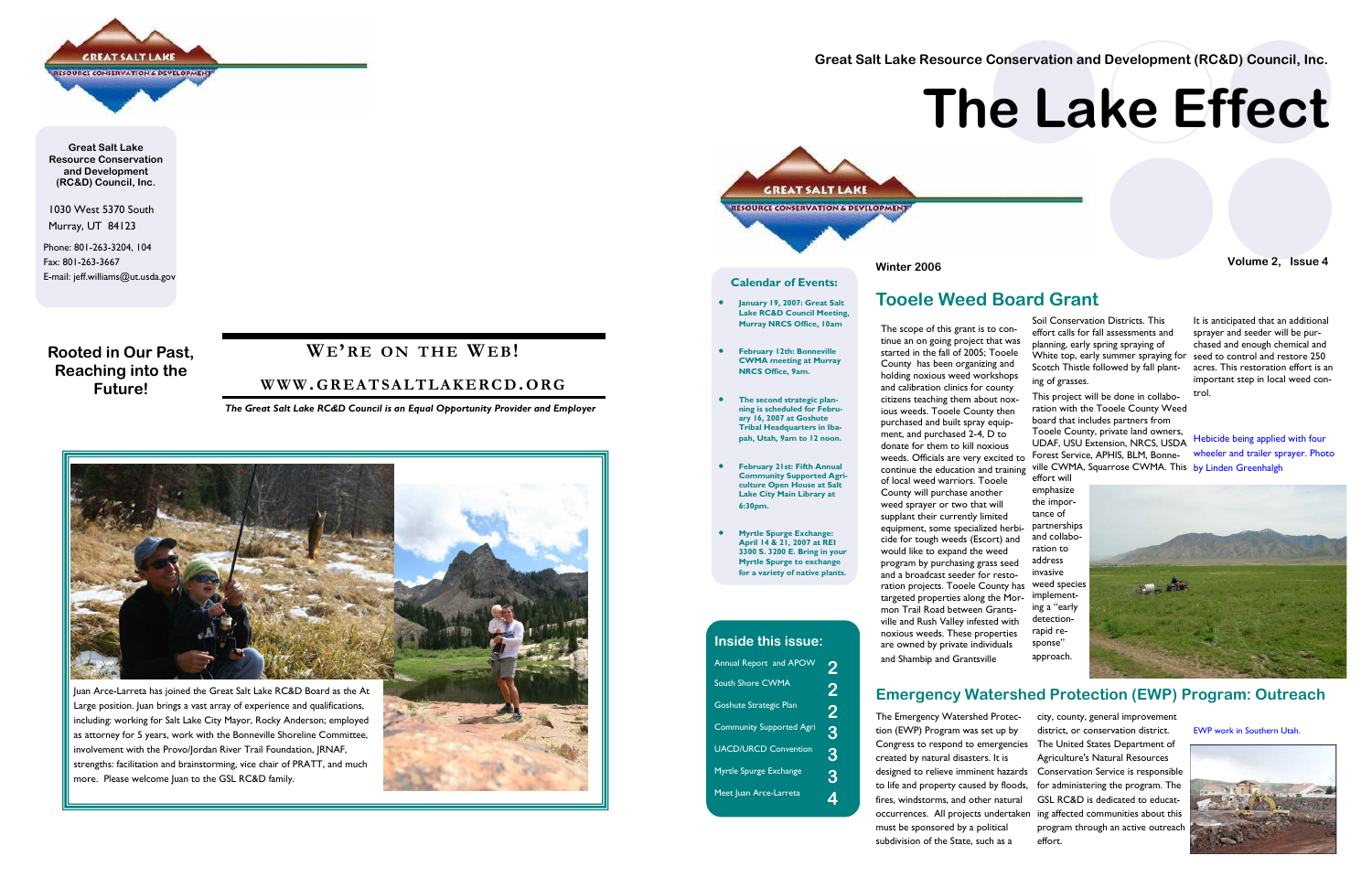Great Salt Lake Resource Conservation and Development (RC&D) Council, Inc.

# The Lake Effect

Winter 2006

Volume 2, Issue 4

**Great Salt Lake Resource Conservation and Development (RC&D) Council, Inc.**

1030 West 5370 South
Murray, UT 84123

Phone: 801-263-3204, 104
Fax: 801-263-3667
E-mail: jeff.williams@ut.usda.gov

**Rooted in Our Past, Reaching into the Future!**

## We're on the Web!

## www.greatsaltlakercd.org

*The Great Salt Lake RC&D Council is an Equal Opportunity Provider and Employer*

Juan Arce-Larreta has joined the Great Salt Lake RC&D Board as the At Large position. Juan brings a vast array of experience and qualifications, including: working for Salt Lake City Mayor, Rocky Anderson; employed as attorney for 5 years, work with the Bonneville Shoreline Committee, involvement with the Provo/Jordan River Trail Foundation, JRNAF, strengths: facilitation and brainstorming, vice chair of PRATT, and much more. Please welcome Juan to the GSL RC&D family.

### Calendar of Events:

- **January 19, 2007: Great Salt Lake RC&D Council Meeting, Murray NRCS Office, 10am**
- **February 12th: Bonneville CWMA meeting at Murray NRCS Office, 9am.**
- **The second strategic planning is scheduled for February 16, 2007 at Goshute Tribal Headquarters in Ibapah, Utah, 9am to 12 noon.**
- **February 21st: Fifth Annual Community Supported Agriculture Open House at Salt Lake City Main Library at 6:30pm.**
- **Myrtle Spurge Exchange: April 14 & 21, 2007 at REI 3300 S. 3200 E. Bring in your Myrtle Spurge to exchange for a variety of native plants.**

### Inside this issue:

| | |
|---|---|
| Annual Report and APOW | 2 |
| South Shore CWMA | 2 |
| Goshute Strategic Plan | 2 |
| Community Supported Agri | 3 |
| UACD/URCD Convention | 3 |
| Myrtle Spurge Exchange | 3 |
| Meet Juan Arce-Larreta | 4 |

## Tooele Weed Board Grant

The scope of this grant is to continue an on going project that was started in the fall of 2005; Tooele County has been organizing and holding noxious weed workshops and calibration clinics for county citizens teaching them about noxious weeds. Tooele County then purchased and built spray equipment, and purchased 2-4, D to donate for them to kill noxious weeds. Officials are very excited to continue the education and training of local weed warriors. Tooele County will purchase another weed sprayer or two that will supplant their currently limited equipment, some specialized herbicide for tough weeds (Escort) and would like to expand the weed program by purchasing grass seed and a broadcast seeder for restoration projects. Tooele County has targeted properties along the Mormon Trail Road between Grantsville and Rush Valley infested with noxious weeds. These properties are owned by private individuals and Shambip and Grantsville Soil Conservation Districts. This effort calls for fall assessments and planning, early spring spraying of White top, early summer spraying for Scotch Thistle followed by fall planting of grasses.

This project will be done in collaboration with the Tooele County Weed board that includes partners from Tooele County, private land owners, UDAF, USU Extension, NRCS, USDA Forest Service, APHIS, BLM, Bonneville CWMA, Squarrose CWMA. This effort will emphasize the importance of partnerships and collaboration to address invasive weed species implementing a "early detection-rapid response" approach.

It is anticipated that an additional sprayer and seeder will be purchased and enough chemical and seed to control and restore 250 acres. This restoration effort is an important step in local weed control.

Hebicide being applied with four wheeler and trailer sprayer. Photo by Linden Greenhalgh

## Emergency Watershed Protection (EWP) Program: Outreach

The Emergency Watershed Protection (EWP) Program was set up by Congress to respond to emergencies created by natural disasters. It is designed to relieve imminent hazards to life and property caused by floods, fires, windstorms, and other natural occurrences. All projects undertaken must be sponsored by a political subdivision of the State, such as a city, county, general improvement district, or conservation district. The United States Department of Agriculture's Natural Resources Conservation Service is responsible for administering the program. The GSL RC&D is dedicated to educating affected communities about this program through an active outreach effort.

EWP work in Southern Utah.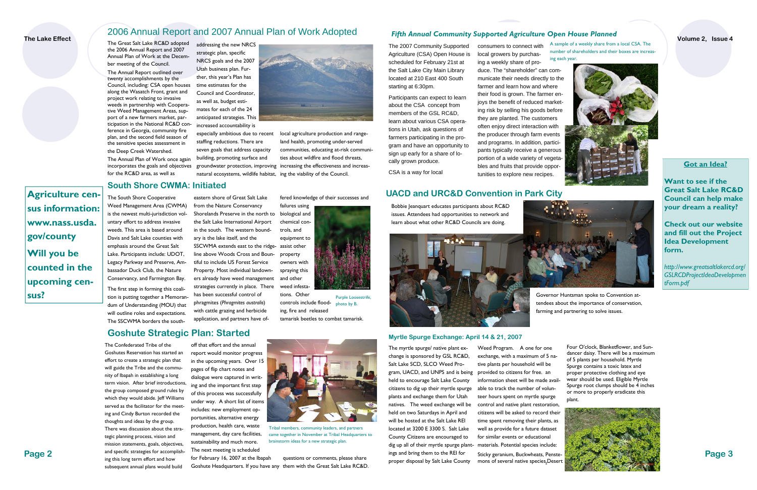## 2006 Annual Report and 2007 Annual Plan of Work Adopted

The Great Salt Lake RC&D adopted the 2006 Annual Report and 2007 Annual Plan of Work at the December meeting of the Council.

The Annual Report outlined over twenty accomplishments by the Council, including: CSA open houses along the Wasatch Front, grant and project work relating to invasive weeds in partnership with Cooperative Weed Management Areas, support of a new farmers market, participation in the National RC&D conference in Georgia, community fire plan, and the second field season of the sensitive species assessment in the Deep Creek Watershed.

The Annual Plan of Work once again incorporates the goals and objectives for the RC&D area, as well as addressing the new NRCS strategic plan, specific NRCS goals and the 2007 Utah business plan. Further, this year's Plan has time estimates for the Council and Coordinator, as well as, budget estimates for each of the 24 anticipated strategies. This increased accountability is especially ambitious due to recent staffing reductions. There are seven goals that address capacity building, promoting surface and groundwater protection, improving natural ecosystems, wildlife habitat, local agriculture production and rangeland health, promoting under-served communities, educating at-risk communities about wildfire and flood threats, increasing the effectiveness and increasing the viability of the Council.

## South Shore CWMA: Initiated

The South Shore Cooperative Weed Management Area (CWMA) is the newest multi-jurisdiction voluntary effort to address invasive weeds. This area is based around Davis and Salt Lake counties with emphasis around the Great Salt Lake. Participants include: UDOT, Legacy Parkway and Preserve, Ambassador Duck Club, the Nature Conservancy, and Farmington Bay.

The first step in forming this coalition is putting together a Memorandum of Understanding (MOU) that will outline roles and expectations. The SSCWMA borders the south-eastern shore of Great Salt Lake from the Nature Conservancy Shorelands Preserve in the north to the Salt Lake International Airport in the south. The western boundary is the lake itself, and the SSCWMA extends east to the ridge-line above Woods Cross and Bountiful to include US Forest Service Property. Most individual landowners already have weed management strategies currently in place. There has been successful control of phragmites (*Phragmites australis*) with cattle grazing and herbicide application, and partners have offered knowledge of their successes and failures using biological and chemical controls, and equipment to assist other property owners with spraying this and other weed infestations. Other controls include flooding, fire and released tamarisk beetles to combat tamarisk.

Purple Loosestrife, photo by B.

## Goshute Strategic Plan: Started

The Confederated Tribe of the Goshutes Reservation has started an effort to create a strategic plan that will guide the Tribe and the community of Ibapah in establishing a long term vision. After brief introductions, the group composed ground rules by which they would abide. Jeff Williams served as the facilitator for the meeting and Cindy Burton recorded the thoughts and ideas by the group. There was discussion about the strategic planning process, vision and mission statements, goals, objectives, and specific strategies for accomplishing this long term effort and how subsequent annual plans would build off that effort and the annual report would monitor progress in the upcoming years. Over 15 pages of flip chart notes and dialogue were captured in writing and the important first step of this process was successfully under way. A short list of items includes: new employment opportunities, alternative energy production, health care, waste management, day care facilities, sustainability and much more. The next meeting is scheduled for February 16, 2007 at the Ibapah Goshute Headquarters. If you have any questions or comments, please share them with the Great Salt Lake RC&D.

Tribal members, community leaders, and partners came together in November at Tribal Headquarters to brainstorm ideas for a new strategic plan.

**Agriculture census information: www.nass.usda.gov/county**

**Will you be counted in the upcoming census?**

## *Fifth Annual Community Supported Agriculture Open House Planned*

The 2007 Community Supported Agriculture (CSA) Open House is scheduled for February 21st at the Salt Lake City Main Library located at 210 East 400 South starting at 6:30pm.

Participants can expect to learn about the CSA concept from members of the GSL RC&D, learn about various CSA operations in Utah, ask questions of farmers participating in the program and have an opportunity to sign up early for a share of locally grown produce.

CSA is a way for local consumers to connect with local growers by purchasing a weekly share of produce. The "shareholder" can communicate their needs directly to the farmer and learn how and where their food is grown. The farmer enjoys the benefit of reduced marketing risk by selling his goods before they are planted. The customers often enjoy direct interaction with the producer through farm events and programs. In addition, participants typically receive a generous portion of a wide variety of vegetables and fruits that provide opportunities to explore new recipes.

A sample of a weekly share from a local CSA. The number of shareholders and their boxes are increasing each year.

## UACD and URC&D Convention in Park City

Bobbie Jeanquart educates participants about RC&D issues. Attendees had opportunities to network and learn about what other RC&D Councils are doing.

Governor Huntsman spoke to Convention attendees about the importance of conservation, farming and partnering to solve issues.

### Myrtle Spurge Exchange: April 14 & 21, 2007

The myrtle spurge/ native plant exchange is sponsored by GSL RC&D, Salt Lake SCD, SLCO Weed Program, UACD, and UNPS and is being held to encourage Salt Lake County citizens to dig up their myrtle spurge plants and exchange them for Utah natives. The weed exchange will be held on two Saturdays in April and will be hosted at the Salt Lake REI located at 3200 E 3300 S. Salt Lake County Citizens are encouraged to dig up all of their myrtle spurge plantings and bring them to the REI for proper disposal by Salt Lake County Weed Program. A one for one exchange, with a maximum of 5 native plants per household will be provided to citizens for free. an information sheet will be made available to track the number of volunteer hours spent on myrtle spurge control and native plant restoration, citizens will be asked to record their time spent removing their plants, as well as provide for a future dataset for similar events or educational materials. Potential species include: Sticky geranium, Buckwheats, Penstemons of several native species, Desert Four O'clock, Blanketflower, and Sundancer daisy. There will be a maximum of 5 plants per household. Myrtle Spurge contains a toxic latex and proper protective clothing and eye wear should be used. Eligible Myrtle Spurge root clumps should be 4 inches or more to properly eradicate this plant.

**Got an Idea?**

**Want to see if the Great Salt Lake RC&D Council can help make your dream a reality?**

**Check out our website and fill out the Project Idea Development form.**

*http://www.greatsaltlakercd.org/GSLRCDProjectIdeaDevelopmentForm.pdf*